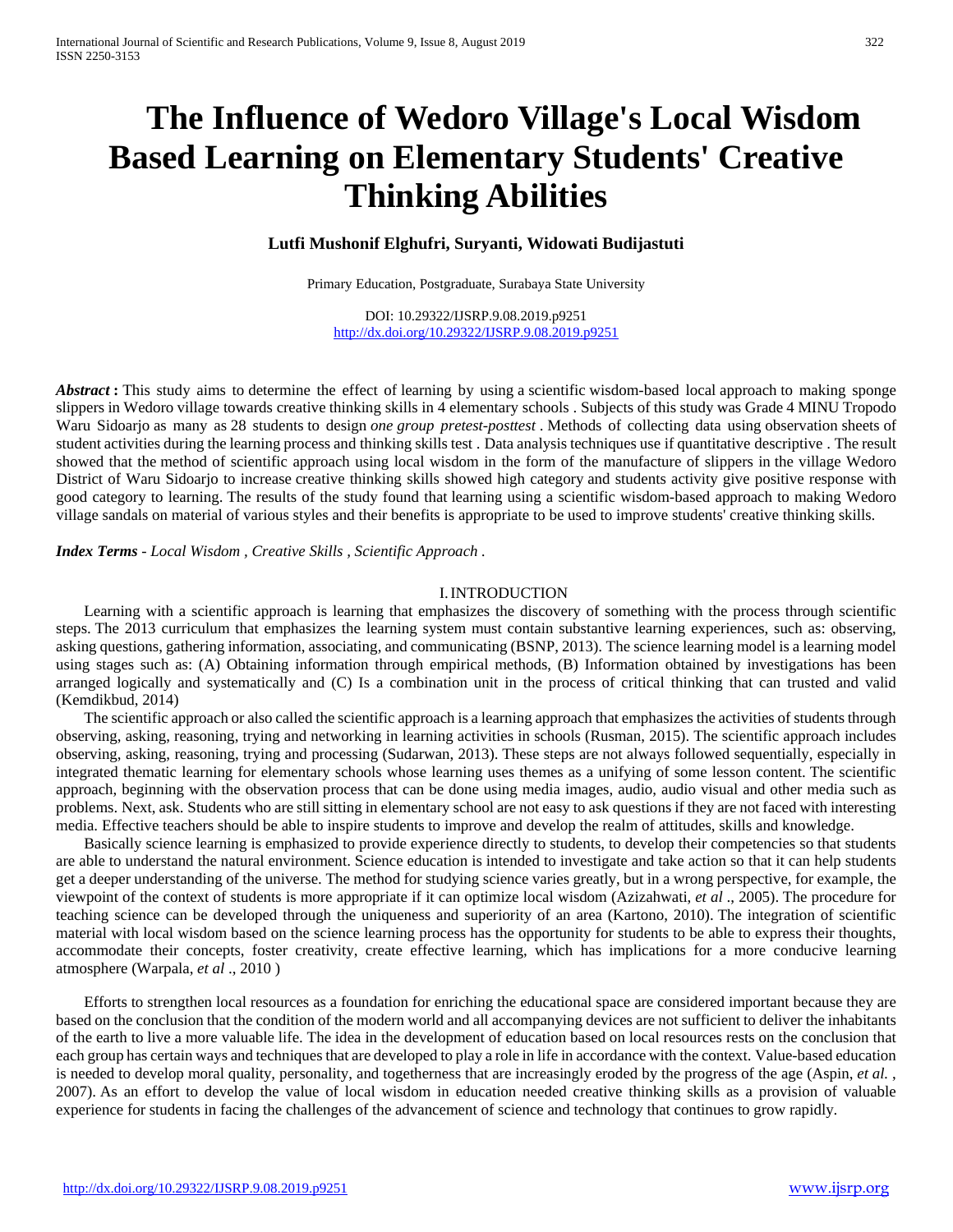# The Influence of Wedoro Village's Local Wisdom Based Learning on Elementary Students' Creative Thinking Abilities

**Lutfi Mushonif Elghufri, Suryanti, Widowati Budijastuti**

Primary Education, Postgraduate, Surabaya State University

DOI: 10.29322/IJSRP.9.08.2019.p9251
http://dx.doi.org/10.29322/IJSRP.9.08.2019.p9251

***Abstract* :** This study aims to determine the effect of learning by using a scientific wisdom-based local approach to making sponge slippers in Wedoro village towards creative thinking skills in 4 elementary schools . Subjects of this study was Grade 4 MINU Tropodo Waru Sidoarjo as many as 28 students to design *one group pretest-posttest* . Methods of collecting data using observation sheets of student activities during the learning process and thinking skills test . Data analysis techniques use if quantitative descriptive . The result showed that the method of scientific approach using local wisdom in the form of the manufacture of slippers in the village Wedoro District of Waru Sidoarjo to increase creative thinking skills showed high category and students activity give positive response with good category to learning. The results of the study found that learning using a scientific wisdom-based approach to making Wedoro village sandals on material of various styles and their benefits is appropriate to be used to improve students' creative thinking skills.

***Index Terms*** *- Local Wisdom , Creative Skills , Scientific Approach .*

## I. INTRODUCTION

Learning with a scientific approach is learning that emphasizes the discovery of something with the process through scientific steps. The 2013 curriculum that emphasizes the learning system must contain substantive learning experiences, such as: observing, asking questions, gathering information, associating, and communicating (BSNP, 2013). The science learning model is a learning model using stages such as: (A) Obtaining information through empirical methods, (B) Information obtained by investigations has been arranged logically and systematically and (C) Is a combination unit in the process of critical thinking that can trusted and valid (Kemdikbud, 2014)

The scientific approach or also called the scientific approach is a learning approach that emphasizes the activities of students through observing, asking, reasoning, trying and networking in learning activities in schools (Rusman, 2015). The scientific approach includes observing, asking, reasoning, trying and processing (Sudarwan, 2013). These steps are not always followed sequentially, especially in integrated thematic learning for elementary schools whose learning uses themes as a unifying of some lesson content. The scientific approach, beginning with the observation process that can be done using media images, audio, audio visual and other media such as problems. Next, ask. Students who are still sitting in elementary school are not easy to ask questions if they are not faced with interesting media. Effective teachers should be able to inspire students to improve and develop the realm of attitudes, skills and knowledge.

Basically science learning is emphasized to provide experience directly to students, to develop their competencies so that students are able to understand the natural environment. Science education is intended to investigate and take action so that it can help students get a deeper understanding of the universe. The method for studying science varies greatly, but in a wrong perspective, for example, the viewpoint of the context of students is more appropriate if it can optimize local wisdom (Azizahwati, *et al* ., 2005). The procedure for teaching science can be developed through the uniqueness and superiority of an area (Kartono, 2010). The integration of scientific material with local wisdom based on the science learning process has the opportunity for students to be able to express their thoughts, accommodate their concepts, foster creativity, create effective learning, which has implications for a more conducive learning atmosphere (Warpala, *et al* ., 2010 )

Efforts to strengthen local resources as a foundation for enriching the educational space are considered important because they are based on the conclusion that the condition of the modern world and all accompanying devices are not sufficient to deliver the inhabitants of the earth to live a more valuable life. The idea in the development of education based on local resources rests on the conclusion that each group has certain ways and techniques that are developed to play a role in life in accordance with the context. Value-based education is needed to develop moral quality, personality, and togetherness that are increasingly eroded by the progress of the age (Aspin, *et al.* , 2007). As an effort to develop the value of local wisdom in education needed creative thinking skills as a provision of valuable experience for students in facing the challenges of the advancement of science and technology that continues to grow rapidly.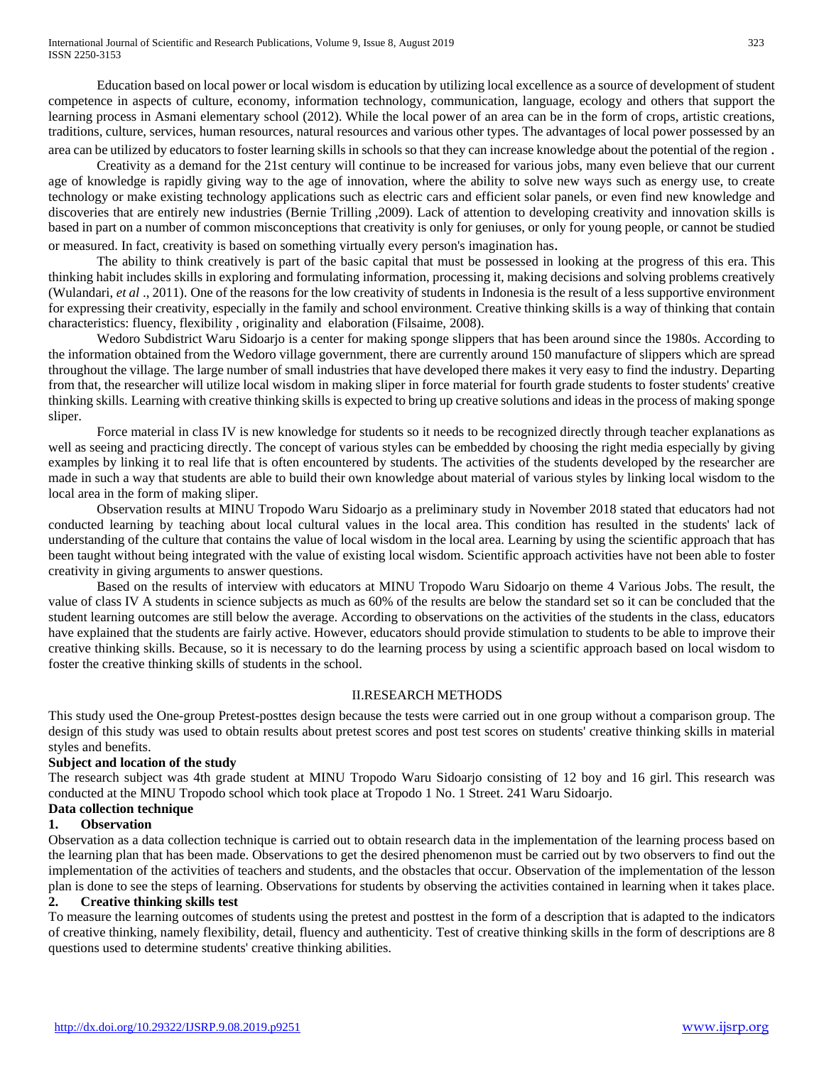Education based on local power or local wisdom is education by utilizing local excellence as a source of development of student competence in aspects of culture, economy, information technology, communication, language, ecology and others that support the learning process in Asmani elementary school (2012). While the local power of an area can be in the form of crops, artistic creations, traditions, culture, services, human resources, natural resources and various other types. The advantages of local power possessed by an area can be utilized by educators to foster learning skills in schools so that they can increase knowledge about the potential of the region .

Creativity as a demand for the 21st century will continue to be increased for various jobs, many even believe that our current age of knowledge is rapidly giving way to the age of innovation, where the ability to solve new ways such as energy use, to create technology or make existing technology applications such as electric cars and efficient solar panels, or even find new knowledge and discoveries that are entirely new industries (Bernie Trilling ,2009). Lack of attention to developing creativity and innovation skills is based in part on a number of common misconceptions that creativity is only for geniuses, or only for young people, or cannot be studied or measured. In fact, creativity is based on something virtually every person's imagination has.

The ability to think creatively is part of the basic capital that must be possessed in looking at the progress of this era. This thinking habit includes skills in exploring and formulating information, processing it, making decisions and solving problems creatively (Wulandari, *et al* ., 2011). One of the reasons for the low creativity of students in Indonesia is the result of a less supportive environment for expressing their creativity, especially in the family and school environment. Creative thinking skills is a way of thinking that contain characteristics: fluency, flexibility , originality and elaboration (Filsaime, 2008).

Wedoro Subdistrict Waru Sidoarjo is a center for making sponge slippers that has been around since the 1980s. According to the information obtained from the Wedoro village government, there are currently around 150 manufacture of slippers which are spread throughout the village. The large number of small industries that have developed there makes it very easy to find the industry. Departing from that, the researcher will utilize local wisdom in making sliper in force material for fourth grade students to foster students' creative thinking skills. Learning with creative thinking skills is expected to bring up creative solutions and ideas in the process of making sponge sliper.

Force material in class IV is new knowledge for students so it needs to be recognized directly through teacher explanations as well as seeing and practicing directly. The concept of various styles can be embedded by choosing the right media especially by giving examples by linking it to real life that is often encountered by students. The activities of the students developed by the researcher are made in such a way that students are able to build their own knowledge about material of various styles by linking local wisdom to the local area in the form of making sliper.

Observation results at MINU Tropodo Waru Sidoarjo as a preliminary study in November 2018 stated that educators had not conducted learning by teaching about local cultural values in the local area. This condition has resulted in the students' lack of understanding of the culture that contains the value of local wisdom in the local area. Learning by using the scientific approach that has been taught without being integrated with the value of existing local wisdom. Scientific approach activities have not been able to foster creativity in giving arguments to answer questions.

Based on the results of interview with educators at MINU Tropodo Waru Sidoarjo on theme 4 Various Jobs. The result, the value of class IV A students in science subjects as much as 60% of the results are below the standard set so it can be concluded that the student learning outcomes are still below the average. According to observations on the activities of the students in the class, educators have explained that the students are fairly active. However, educators should provide stimulation to students to be able to improve their creative thinking skills. Because, so it is necessary to do the learning process by using a scientific approach based on local wisdom to foster the creative thinking skills of students in the school.

## II.RESEARCH METHODS

This study used the One-group Pretest-posttes design because the tests were carried out in one group without a comparison group. The design of this study was used to obtain results about pretest scores and post test scores on students' creative thinking skills in material styles and benefits.

**Subject and location of the study**

The research subject was 4th grade student at MINU Tropodo Waru Sidoarjo consisting of 12 boy and 16 girl. This research was conducted at the MINU Tropodo school which took place at Tropodo 1 No. 1 Street. 241 Waru Sidoarjo.

**Data collection technique**

**1. Observation**

Observation as a data collection technique is carried out to obtain research data in the implementation of the learning process based on the learning plan that has been made. Observations to get the desired phenomenon must be carried out by two observers to find out the implementation of the activities of teachers and students, and the obstacles that occur. Observation of the implementation of the lesson plan is done to see the steps of learning. Observations for students by observing the activities contained in learning when it takes place.

**2. Creative thinking skills test**

To measure the learning outcomes of students using the pretest and posttest in the form of a description that is adapted to the indicators of creative thinking, namely flexibility, detail, fluency and authenticity. Test of creative thinking skills in the form of descriptions are 8 questions used to determine students' creative thinking abilities.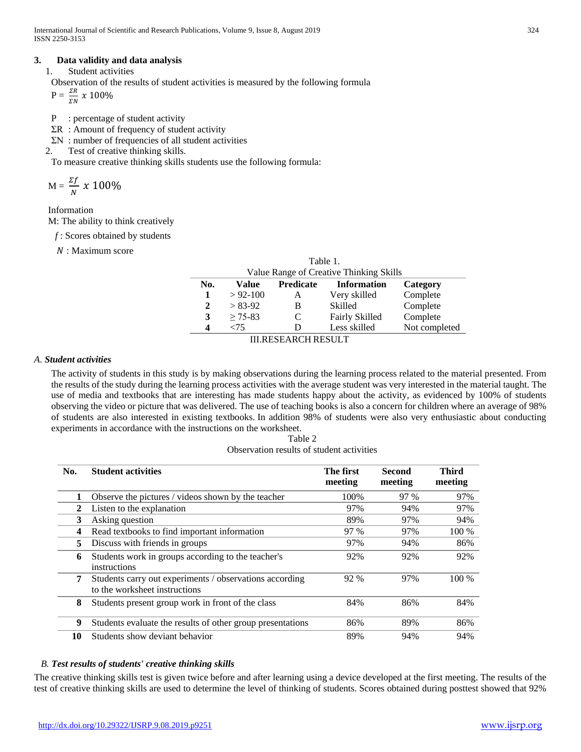## 3. Data validity and data analysis

1. Student activities

Observation of the results of student activities is measured by the following formula

$$P = \frac{\Sigma R}{\Sigma N} \times 100\%$$

P : percentage of student activity

ΣR : Amount of frequency of student activity

ΣN : number of frequencies of all student activities

2. Test of creative thinking skills.

To measure creative thinking skills students use the following formula:

$$M = \frac{\Sigma f}{N} \times 100\%$$

Information

M: The ability to think creatively

$f$ : Scores obtained by students

$N$ : Maximum score

Table 1.
Value Range of Creative Thinking Skills

| No. | Value | Predicate | Information | Category |
|---|---|---|---|---|
| 1 | > 92-100 | A | Very skilled | Complete |
| 2 | > 83-92 | B | Skilled | Complete |
| 3 | ≥ 75-83 | C | Fairly Skilled | Complete |
| 4 | <75 | D | Less skilled | Not completed |

# III. RESEARCH RESULT

### A. Student activities

The activity of students in this study is by making observations during the learning process related to the material presented. From the results of the study during the learning process activities with the average student was very interested in the material taught. The use of media and textbooks that are interesting has made students happy about the activity, as evidenced by 100% of students observing the video or picture that was delivered. The use of teaching books is also a concern for children where an average of 98% of students are also interested in existing textbooks. In addition 98% of students were also very enthusiastic about conducting experiments in accordance with the instructions on the worksheet.

Table 2
Observation results of student activities

| No. | Student activities | The first meeting | Second meeting | Third meeting |
|---|---|---|---|---|
| 1 | Observe the pictures / videos shown by the teacher | 100% | 97 % | 97% |
| 2 | Listen to the explanation | 97% | 94% | 97% |
| 3 | Asking question | 89% | 97% | 94% |
| 4 | Read textbooks to find important information | 97 % | 97% | 100 % |
| 5 | Discuss with friends in groups | 97% | 94% | 86% |
| 6 | Students work in groups according to the teacher's instructions | 92% | 92% | 92% |
| 7 | Students carry out experiments / observations according to the worksheet instructions | 92 % | 97% | 100 % |
| 8 | Students present group work in front of the class | 84% | 86% | 84% |
| 9 | Students evaluate the results of other group presentations | 86% | 89% | 86% |
| 10 | Students show deviant behavior | 89% | 94% | 94% |

### B. Test results of students' creative thinking skills

The creative thinking skills test is given twice before and after learning using a device developed at the first meeting. The results of the test of creative thinking skills are used to determine the level of thinking of students. Scores obtained during posttest showed that 92%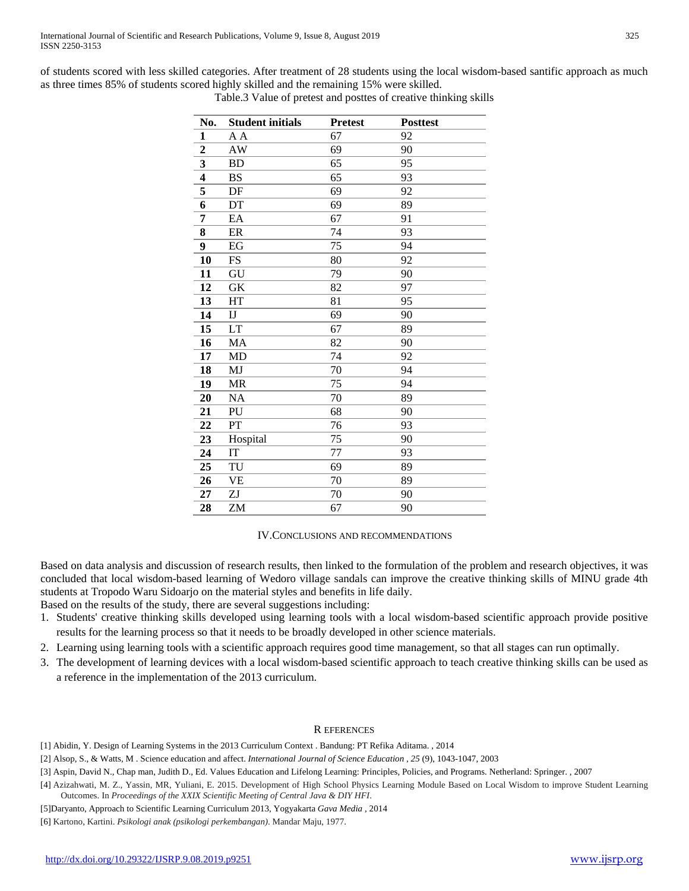of students scored with less skilled categories. After treatment of 28 students using the local wisdom-based santific approach as much as three times 85% of students scored highly skilled and the remaining 15% were skilled.

Table.3 Value of pretest and posttes of creative thinking skills

| No. | Student initials | Pretest | Posttest |
|---|---|---|---|
| 1 | A A | 67 | 92 |
| 2 | AW | 69 | 90 |
| 3 | BD | 65 | 95 |
| 4 | BS | 65 | 93 |
| 5 | DF | 69 | 92 |
| 6 | DT | 69 | 89 |
| 7 | EA | 67 | 91 |
| 8 | ER | 74 | 93 |
| 9 | EG | 75 | 94 |
| 10 | FS | 80 | 92 |
| 11 | GU | 79 | 90 |
| 12 | GK | 82 | 97 |
| 13 | HT | 81 | 95 |
| 14 | IJ | 69 | 90 |
| 15 | LT | 67 | 89 |
| 16 | MA | 82 | 90 |
| 17 | MD | 74 | 92 |
| 18 | MJ | 70 | 94 |
| 19 | MR | 75 | 94 |
| 20 | NA | 70 | 89 |
| 21 | PU | 68 | 90 |
| 22 | PT | 76 | 93 |
| 23 | Hospital | 75 | 90 |
| 24 | IT | 77 | 93 |
| 25 | TU | 69 | 89 |
| 26 | VE | 70 | 89 |
| 27 | ZJ | 70 | 90 |
| 28 | ZM | 67 | 90 |

## IV. Conclusions and Recommendations

Based on data analysis and discussion of research results, then linked to the formulation of the problem and research objectives, it was concluded that local wisdom-based learning of Wedoro village sandals can improve the creative thinking skills of MINU grade 4th students at Tropodo Waru Sidoarjo on the material styles and benefits in life daily.

Based on the results of the study, there are several suggestions including:

1. Students' creative thinking skills developed using learning tools with a local wisdom-based scientific approach provide positive results for the learning process so that it needs to be broadly developed in other science materials.
2. Learning using learning tools with a scientific approach requires good time management, so that all stages can run optimally.
3. The development of learning devices with a local wisdom-based scientific approach to teach creative thinking skills can be used as a reference in the implementation of the 2013 curriculum.

## References

[1] Abidin, Y. Design of Learning Systems in the 2013 Curriculum Context . Bandung: PT Refika Aditama. , 2014

[2] Alsop, S., & Watts, M . Science education and affect. *International Journal of Science Education* , *25* (9), 1043-1047, 2003

[3] Aspin, David N., Chap man, Judith D., Ed. Values Education and Lifelong Learning: Principles, Policies, and Programs. Netherland: Springer. , 2007

[4] Azizahwati, M. Z., Yassin, MR, Yuliani, E. 2015. Development of High School Physics Learning Module Based on Local Wisdom to improve Student Learning Outcomes. In *Proceedings of the XXIX Scientific Meeting of Central Java & DIY HFI*.

[5]Daryanto, Approach to Scientific Learning Curriculum 2013, Yogyakarta *Gava Media* , 2014

[6] Kartono, Kartini. *Psikologi anak (psikologi perkembangan)*. Mandar Maju, 1977.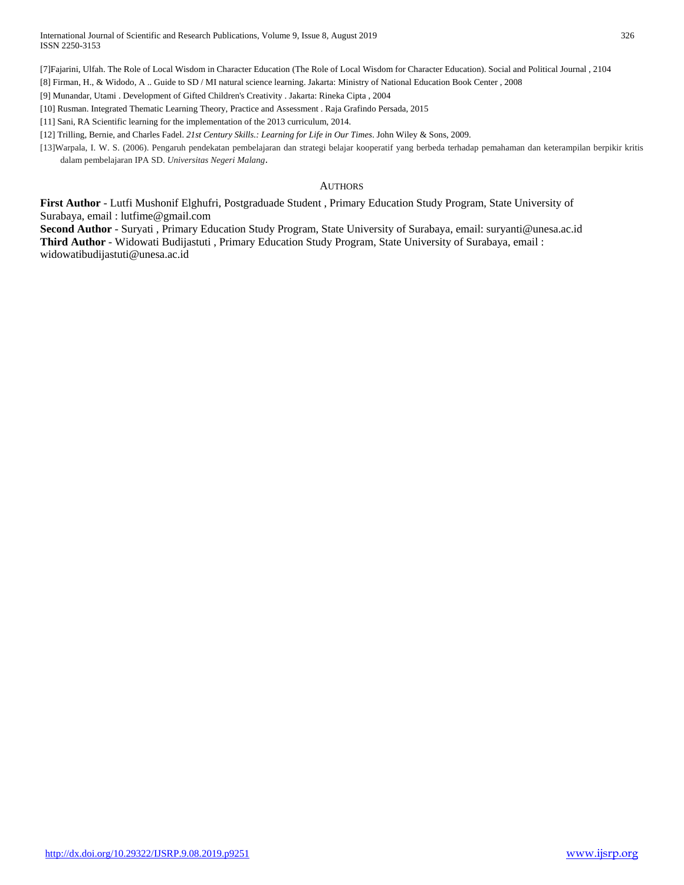[7]Fajarini, Ulfah. The Role of Local Wisdom in Character Education (The Role of Local Wisdom for Character Education). Social and Political Journal , 2104

[8] Firman, H., & Widodo, A .. Guide to SD / MI natural science learning. Jakarta: Ministry of National Education Book Center , 2008

[9] Munandar, Utami . Development of Gifted Children's Creativity . Jakarta: Rineka Cipta , 2004

[10] Rusman. Integrated Thematic Learning Theory, Practice and Assessment . Raja Grafindo Persada, 2015

[11] Sani, RA Scientific learning for the implementation of the 2013 curriculum, 2014.

[12] Trilling, Bernie, and Charles Fadel. *21st Century Skills.: Learning for Life in Our Times*. John Wiley & Sons, 2009.

[13]Warpala, I. W. S. (2006). Pengaruh pendekatan pembelajaran dan strategi belajar kooperatif yang berbeda terhadap pemahaman dan keterampilan berpikir kritis dalam pembelajaran IPA SD. *Universitas Negeri Malang*.

## AUTHORS

**First Author** - Lutfi Mushonif Elghufri, Postgraduade Student , Primary Education Study Program, State University of Surabaya, email : lutfime@gmail.com

**Second Author** - Suryati , Primary Education Study Program, State University of Surabaya, email: suryanti@unesa.ac.id

**Third Author** - Widowati Budijastuti , Primary Education Study Program, State University of Surabaya, email : widowatibudijastuti@unesa.ac.id